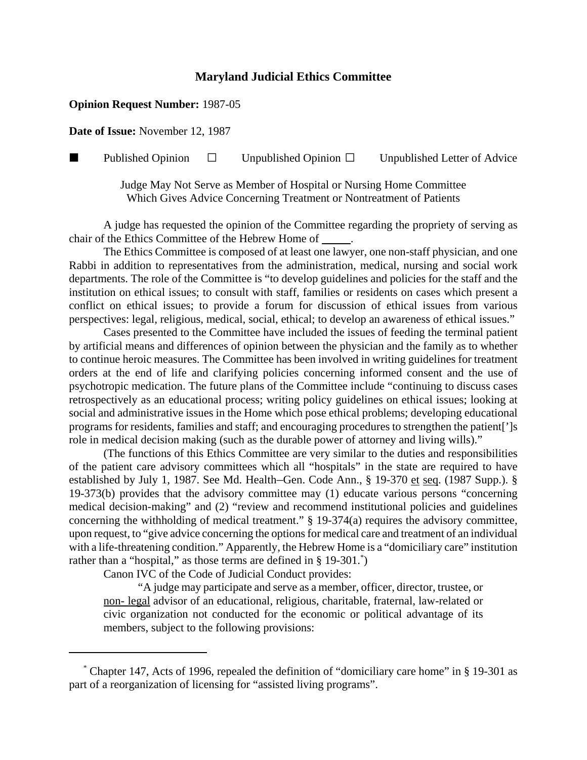# Maryland Judicial Ethics Committee

**Opinion Request Number:** 1987-05

**Date of Issue:** November 12, 1987

■ Published Opinion ☐ Unpublished Opinion ☐ Unpublished Letter of Advice

Judge May Not Serve as Member of Hospital or Nursing Home Committee Which Gives Advice Concerning Treatment or Nontreatment of Patients

A judge has requested the opinion of the Committee regarding the propriety of serving as chair of the Ethics Committee of the Hebrew Home of _____.

The Ethics Committee is composed of at least one lawyer, one non-staff physician, and one Rabbi in addition to representatives from the administration, medical, nursing and social work departments. The role of the Committee is "to develop guidelines and policies for the staff and the institution on ethical issues; to consult with staff, families or residents on cases which present a conflict on ethical issues; to provide a forum for discussion of ethical issues from various perspectives: legal, religious, medical, social, ethical; to develop an awareness of ethical issues."

Cases presented to the Committee have included the issues of feeding the terminal patient by artificial means and differences of opinion between the physician and the family as to whether to continue heroic measures. The Committee has been involved in writing guidelines for treatment orders at the end of life and clarifying policies concerning informed consent and the use of psychotropic medication. The future plans of the Committee include "continuing to discuss cases retrospectively as an educational process; writing policy guidelines on ethical issues; looking at social and administrative issues in the Home which pose ethical problems; developing educational programs for residents, families and staff; and encouraging procedures to strengthen the patient[']s role in medical decision making (such as the durable power of attorney and living wills)."

(The functions of this Ethics Committee are very similar to the duties and responsibilities of the patient care advisory committees which all "hospitals" in the state are required to have established by July 1, 1987. See Md. Health–Gen. Code Ann., § 19-370 et seq. (1987 Supp.). § 19-373(b) provides that the advisory committee may (1) educate various persons "concerning medical decision-making" and (2) "review and recommend institutional policies and guidelines concerning the withholding of medical treatment." § 19-374(a) requires the advisory committee, upon request, to "give advice concerning the options for medical care and treatment of an individual with a life-threatening condition." Apparently, the Hebrew Home is a "domiciliary care" institution rather than a "hospital," as those terms are defined in § 19-301.*)

Canon IVC of the Code of Judicial Conduct provides:

> "A judge may participate and serve as a member, officer, director, trustee, or non- legal advisor of an educational, religious, charitable, fraternal, law-related or civic organization not conducted for the economic or political advantage of its members, subject to the following provisions:

---

\* Chapter 147, Acts of 1996, repealed the definition of "domiciliary care home" in § 19-301 as part of a reorganization of licensing for "assisted living programs".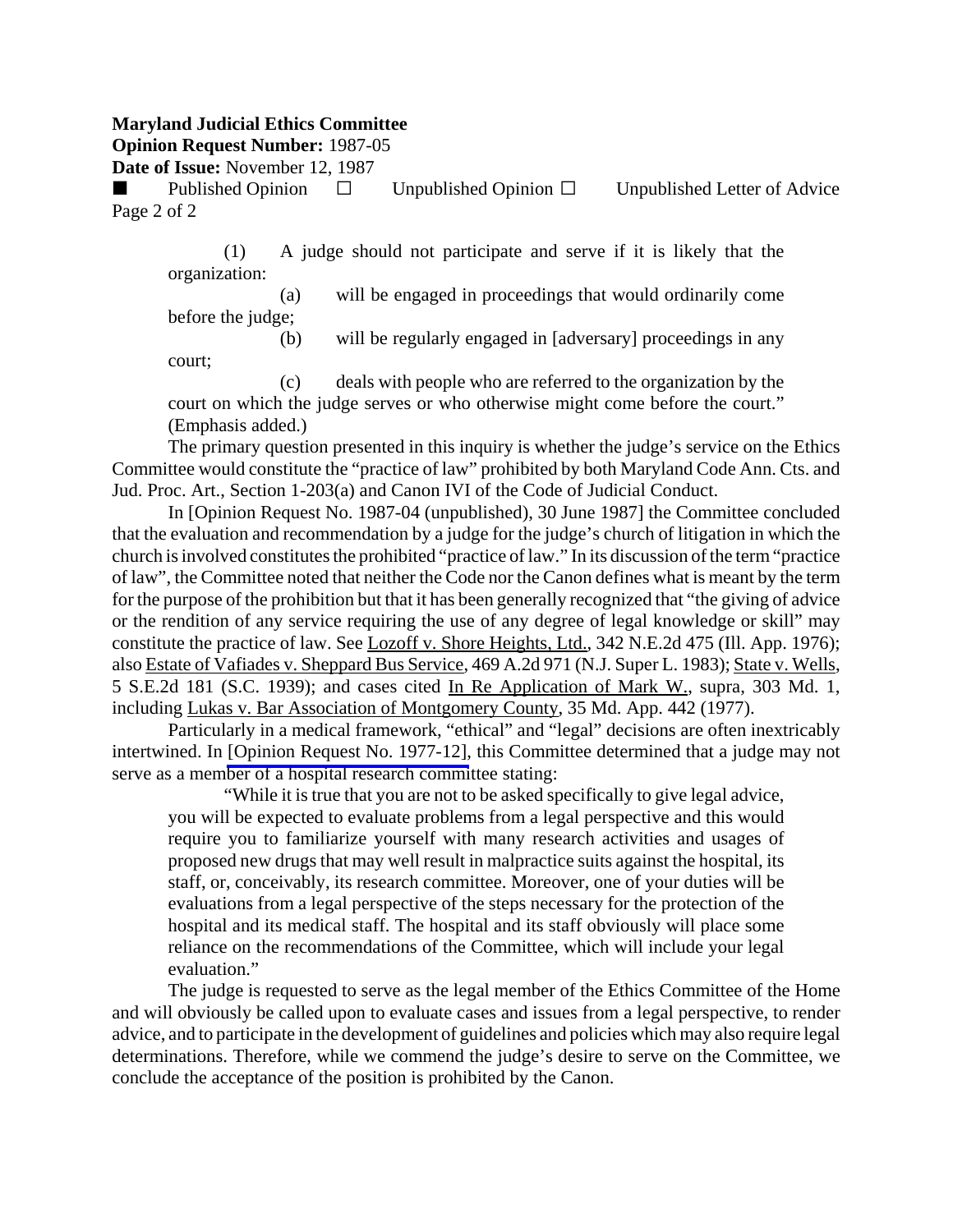**Maryland Judicial Ethics Committee**

**Opinion Request Number:** 1987-05

**Date of Issue:** November 12, 1987

■ Published Opinion ☐ Unpublished Opinion ☐ Unpublished Letter of Advice

(1) A judge should not participate and serve if it is likely that the organization:

(a) will be engaged in proceedings that would ordinarily come before the judge;

(b) will be regularly engaged in [adversary] proceedings in any court;

(c) deals with people who are referred to the organization by the court on which the judge serves or who otherwise might come before the court." (Emphasis added.)

The primary question presented in this inquiry is whether the judge's service on the Ethics Committee would constitute the "practice of law" prohibited by both Maryland Code Ann. Cts. and Jud. Proc. Art., Section 1-203(a) and Canon IVI of the Code of Judicial Conduct.

In [Opinion Request No. 1987-04 (unpublished), 30 June 1987] the Committee concluded that the evaluation and recommendation by a judge for the judge's church of litigation in which the church is involved constitutes the prohibited "practice of law." In its discussion of the term "practice of law", the Committee noted that neither the Code nor the Canon defines what is meant by the term for the purpose of the prohibition but that it has been generally recognized that "the giving of advice or the rendition of any service requiring the use of any degree of legal knowledge or skill" may constitute the practice of law. See Lozoff v. Shore Heights, Ltd., 342 N.E.2d 475 (Ill. App. 1976); also Estate of Vafiades v. Sheppard Bus Service, 469 A.2d 971 (N.J. Super L. 1983); State v. Wells, 5 S.E.2d 181 (S.C. 1939); and cases cited In Re Application of Mark W., supra, 303 Md. 1, including Lukas v. Bar Association of Montgomery County, 35 Md. App. 442 (1977).

Particularly in a medical framework, "ethical" and "legal" decisions are often inextricably intertwined. In [Opinion Request No. 1977-12], this Committee determined that a judge may not serve as a member of a hospital research committee stating:

> "While it is true that you are not to be asked specifically to give legal advice, you will be expected to evaluate problems from a legal perspective and this would require you to familiarize yourself with many research activities and usages of proposed new drugs that may well result in malpractice suits against the hospital, its staff, or, conceivably, its research committee. Moreover, one of your duties will be evaluations from a legal perspective of the steps necessary for the protection of the hospital and its medical staff. The hospital and its staff obviously will place some reliance on the recommendations of the Committee, which will include your legal evaluation."

The judge is requested to serve as the legal member of the Ethics Committee of the Home and will obviously be called upon to evaluate cases and issues from a legal perspective, to render advice, and to participate in the development of guidelines and policies which may also require legal determinations. Therefore, while we commend the judge's desire to serve on the Committee, we conclude the acceptance of the position is prohibited by the Canon.